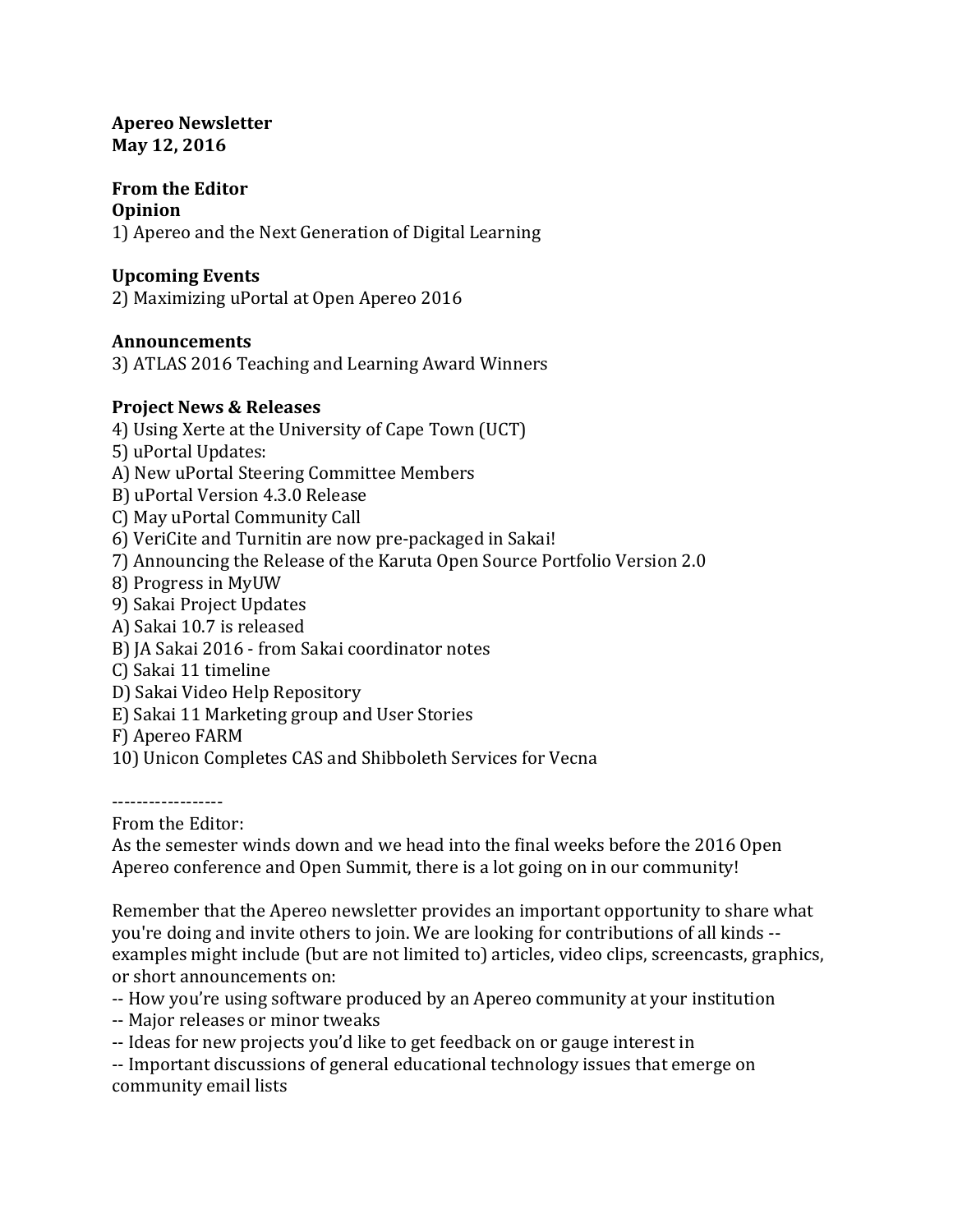**Apereo Newsletter**
**May 12, 2016**

**From the Editor**
**Opinion**
1) Apereo and the Next Generation of Digital Learning

**Upcoming Events**
2) Maximizing uPortal at Open Apereo 2016

**Announcements**
3) ATLAS 2016 Teaching and Learning Award Winners

**Project News & Releases**
4) Using Xerte at the University of Cape Town (UCT)
5) uPortal Updates:
A) New uPortal Steering Committee Members
B) uPortal Version 4.3.0 Release
C) May uPortal Community Call
6) VeriCite and Turnitin are now pre-packaged in Sakai!
7) Announcing the Release of the Karuta Open Source Portfolio Version 2.0
8) Progress in MyUW
9) Sakai Project Updates
A) Sakai 10.7 is released
B) JA Sakai 2016 - from Sakai coordinator notes
C) Sakai 11 timeline
D) Sakai Video Help Repository
E) Sakai 11 Marketing group and User Stories
F) Apereo FARM
10) Unicon Completes CAS and Shibboleth Services for Vecna

------------------
From the Editor:
As the semester winds down and we head into the final weeks before the 2016 Open Apereo conference and Open Summit, there is a lot going on in our community!

Remember that the Apereo newsletter provides an important opportunity to share what you're doing and invite others to join. We are looking for contributions of all kinds -- examples might include (but are not limited to) articles, video clips, screencasts, graphics, or short announcements on:
-- How you're using software produced by an Apereo community at your institution
-- Major releases or minor tweaks
-- Ideas for new projects you'd like to get feedback on or gauge interest in
-- Important discussions of general educational technology issues that emerge on community email lists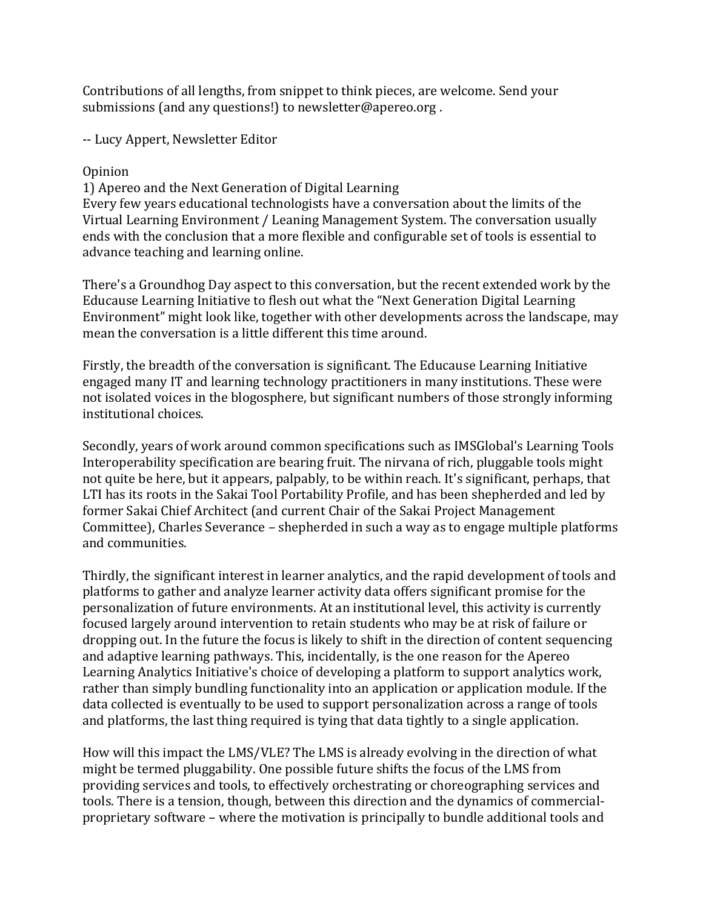Contributions of all lengths, from snippet to think pieces, are welcome. Send your submissions (and any questions!) to newsletter@apereo.org .

-- Lucy Appert, Newsletter Editor

## Opinion

### 1) Apereo and the Next Generation of Digital Learning

Every few years educational technologists have a conversation about the limits of the Virtual Learning Environment / Leaning Management System. The conversation usually ends with the conclusion that a more flexible and configurable set of tools is essential to advance teaching and learning online.

There's a Groundhog Day aspect to this conversation, but the recent extended work by the Educause Learning Initiative to flesh out what the "Next Generation Digital Learning Environment" might look like, together with other developments across the landscape, may mean the conversation is a little different this time around.

Firstly, the breadth of the conversation is significant. The Educause Learning Initiative engaged many IT and learning technology practitioners in many institutions. These were not isolated voices in the blogosphere, but significant numbers of those strongly informing institutional choices.

Secondly, years of work around common specifications such as IMSGlobal's Learning Tools Interoperability specification are bearing fruit. The nirvana of rich, pluggable tools might not quite be here, but it appears, palpably, to be within reach. It's significant, perhaps, that LTI has its roots in the Sakai Tool Portability Profile, and has been shepherded and led by former Sakai Chief Architect (and current Chair of the Sakai Project Management Committee), Charles Severance – shepherded in such a way as to engage multiple platforms and communities.

Thirdly, the significant interest in learner analytics, and the rapid development of tools and platforms to gather and analyze learner activity data offers significant promise for the personalization of future environments. At an institutional level, this activity is currently focused largely around intervention to retain students who may be at risk of failure or dropping out. In the future the focus is likely to shift in the direction of content sequencing and adaptive learning pathways. This, incidentally, is the one reason for the Apereo Learning Analytics Initiative's choice of developing a platform to support analytics work, rather than simply bundling functionality into an application or application module. If the data collected is eventually to be used to support personalization across a range of tools and platforms, the last thing required is tying that data tightly to a single application.

How will this impact the LMS/VLE? The LMS is already evolving in the direction of what might be termed pluggability. One possible future shifts the focus of the LMS from providing services and tools, to effectively orchestrating or choreographing services and tools. There is a tension, though, between this direction and the dynamics of commercial-proprietary software – where the motivation is principally to bundle additional tools and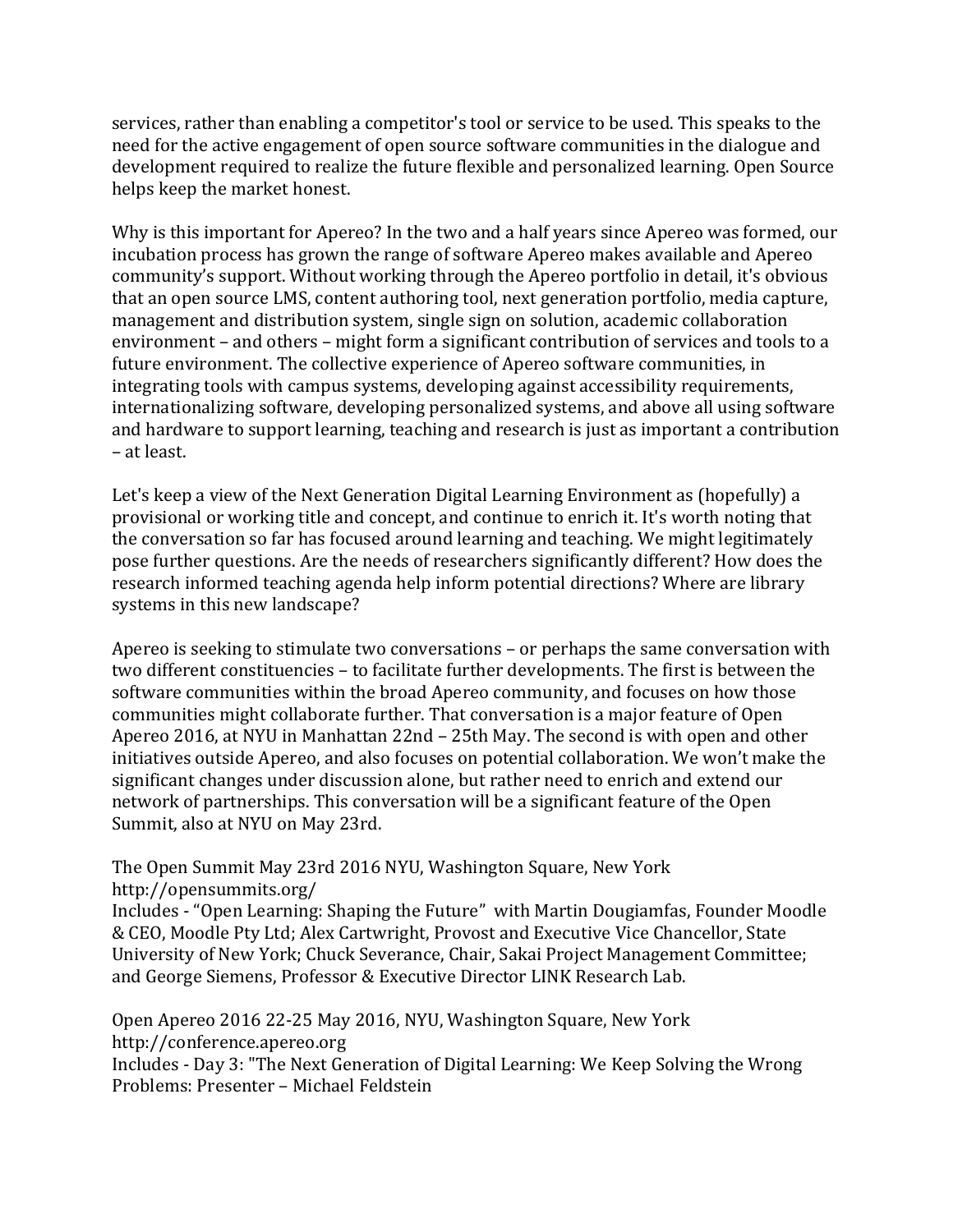services, rather than enabling a competitor's tool or service to be used. This speaks to the need for the active engagement of open source software communities in the dialogue and development required to realize the future flexible and personalized learning. Open Source helps keep the market honest.

Why is this important for Apereo? In the two and a half years since Apereo was formed, our incubation process has grown the range of software Apereo makes available and Apereo community's support. Without working through the Apereo portfolio in detail, it's obvious that an open source LMS, content authoring tool, next generation portfolio, media capture, management and distribution system, single sign on solution, academic collaboration environment – and others – might form a significant contribution of services and tools to a future environment. The collective experience of Apereo software communities, in integrating tools with campus systems, developing against accessibility requirements, internationalizing software, developing personalized systems, and above all using software and hardware to support learning, teaching and research is just as important a contribution – at least.

Let's keep a view of the Next Generation Digital Learning Environment as (hopefully) a provisional or working title and concept, and continue to enrich it. It's worth noting that the conversation so far has focused around learning and teaching. We might legitimately pose further questions. Are the needs of researchers significantly different? How does the research informed teaching agenda help inform potential directions? Where are library systems in this new landscape?

Apereo is seeking to stimulate two conversations – or perhaps the same conversation with two different constituencies – to facilitate further developments. The first is between the software communities within the broad Apereo community, and focuses on how those communities might collaborate further. That conversation is a major feature of Open Apereo 2016, at NYU in Manhattan 22nd – 25th May. The second is with open and other initiatives outside Apereo, and also focuses on potential collaboration. We won't make the significant changes under discussion alone, but rather need to enrich and extend our network of partnerships. This conversation will be a significant feature of the Open Summit, also at NYU on May 23rd.

The Open Summit May 23rd 2016 NYU, Washington Square, New York
http://opensummits.org/
Includes - "Open Learning: Shaping the Future" with Martin Dougiamfas, Founder Moodle & CEO, Moodle Pty Ltd; Alex Cartwright, Provost and Executive Vice Chancellor, State University of New York; Chuck Severance, Chair, Sakai Project Management Committee; and George Siemens, Professor & Executive Director LINK Research Lab.

Open Apereo 2016 22-25 May 2016, NYU, Washington Square, New York
http://conference.apereo.org
Includes - Day 3: "The Next Generation of Digital Learning: We Keep Solving the Wrong Problems: Presenter – Michael Feldstein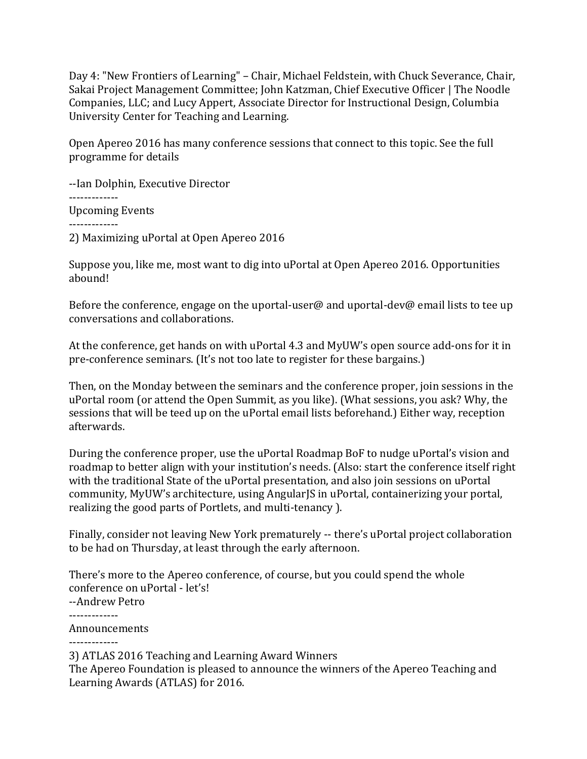Day 4: "New Frontiers of Learning" – Chair, Michael Feldstein, with Chuck Severance, Chair, Sakai Project Management Committee; John Katzman, Chief Executive Officer | The Noodle Companies, LLC; and Lucy Appert, Associate Director for Instructional Design, Columbia University Center for Teaching and Learning.

Open Apereo 2016 has many conference sessions that connect to this topic. See the full programme for details

--Ian Dolphin, Executive Director

-------------

Upcoming Events

-------------

2) Maximizing uPortal at Open Apereo 2016

Suppose you, like me, most want to dig into uPortal at Open Apereo 2016. Opportunities abound!

Before the conference, engage on the uportal-user@ and uportal-dev@ email lists to tee up conversations and collaborations.

At the conference, get hands on with uPortal 4.3 and MyUW's open source add-ons for it in pre-conference seminars. (It's not too late to register for these bargains.)

Then, on the Monday between the seminars and the conference proper, join sessions in the uPortal room (or attend the Open Summit, as you like). (What sessions, you ask? Why, the sessions that will be teed up on the uPortal email lists beforehand.) Either way, reception afterwards.

During the conference proper, use the uPortal Roadmap BoF to nudge uPortal's vision and roadmap to better align with your institution's needs. (Also: start the conference itself right with the traditional State of the uPortal presentation, and also join sessions on uPortal community, MyUW's architecture, using AngularJS in uPortal, containerizing your portal, realizing the good parts of Portlets, and multi-tenancy ).

Finally, consider not leaving New York prematurely -- there's uPortal project collaboration to be had on Thursday, at least through the early afternoon.

There's more to the Apereo conference, of course, but you could spend the whole conference on uPortal - let's!

--Andrew Petro

-------------

Announcements

-------------

3) ATLAS 2016 Teaching and Learning Award Winners

The Apereo Foundation is pleased to announce the winners of the Apereo Teaching and Learning Awards (ATLAS) for 2016.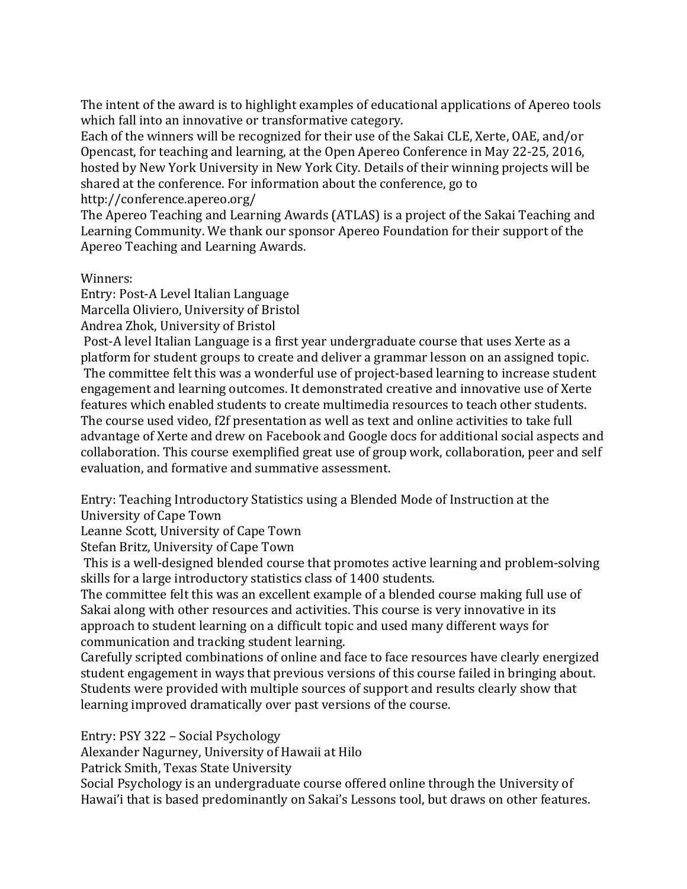The intent of the award is to highlight examples of educational applications of Apereo tools which fall into an innovative or transformative category.
Each of the winners will be recognized for their use of the Sakai CLE, Xerte, OAE, and/or Opencast, for teaching and learning, at the Open Apereo Conference in May 22-25, 2016, hosted by New York University in New York City. Details of their winning projects will be shared at the conference. For information about the conference, go to http://conference.apereo.org/
The Apereo Teaching and Learning Awards (ATLAS) is a project of the Sakai Teaching and Learning Community. We thank our sponsor Apereo Foundation for their support of the Apereo Teaching and Learning Awards.

Winners:
Entry: Post-A Level Italian Language
Marcella Oliviero, University of Bristol
Andrea Zhok, University of Bristol
Post-A level Italian Language is a first year undergraduate course that uses Xerte as a platform for student groups to create and deliver a grammar lesson on an assigned topic.
The committee felt this was a wonderful use of project-based learning to increase student engagement and learning outcomes. It demonstrated creative and innovative use of Xerte features which enabled students to create multimedia resources to teach other students. The course used video, f2f presentation as well as text and online activities to take full advantage of Xerte and drew on Facebook and Google docs for additional social aspects and collaboration. This course exemplified great use of group work, collaboration, peer and self evaluation, and formative and summative assessment.

Entry: Teaching Introductory Statistics using a Blended Mode of Instruction at the University of Cape Town
Leanne Scott, University of Cape Town
Stefan Britz, University of Cape Town
This is a well-designed blended course that promotes active learning and problem-solving skills for a large introductory statistics class of 1400 students.
The committee felt this was an excellent example of a blended course making full use of Sakai along with other resources and activities. This course is very innovative in its approach to student learning on a difficult topic and used many different ways for communication and tracking student learning.
Carefully scripted combinations of online and face to face resources have clearly energized student engagement in ways that previous versions of this course failed in bringing about. Students were provided with multiple sources of support and results clearly show that learning improved dramatically over past versions of the course.

Entry: PSY 322 – Social Psychology
Alexander Nagurney, University of Hawaii at Hilo
Patrick Smith, Texas State University
Social Psychology is an undergraduate course offered online through the University of Hawai'i that is based predominantly on Sakai's Lessons tool, but draws on other features.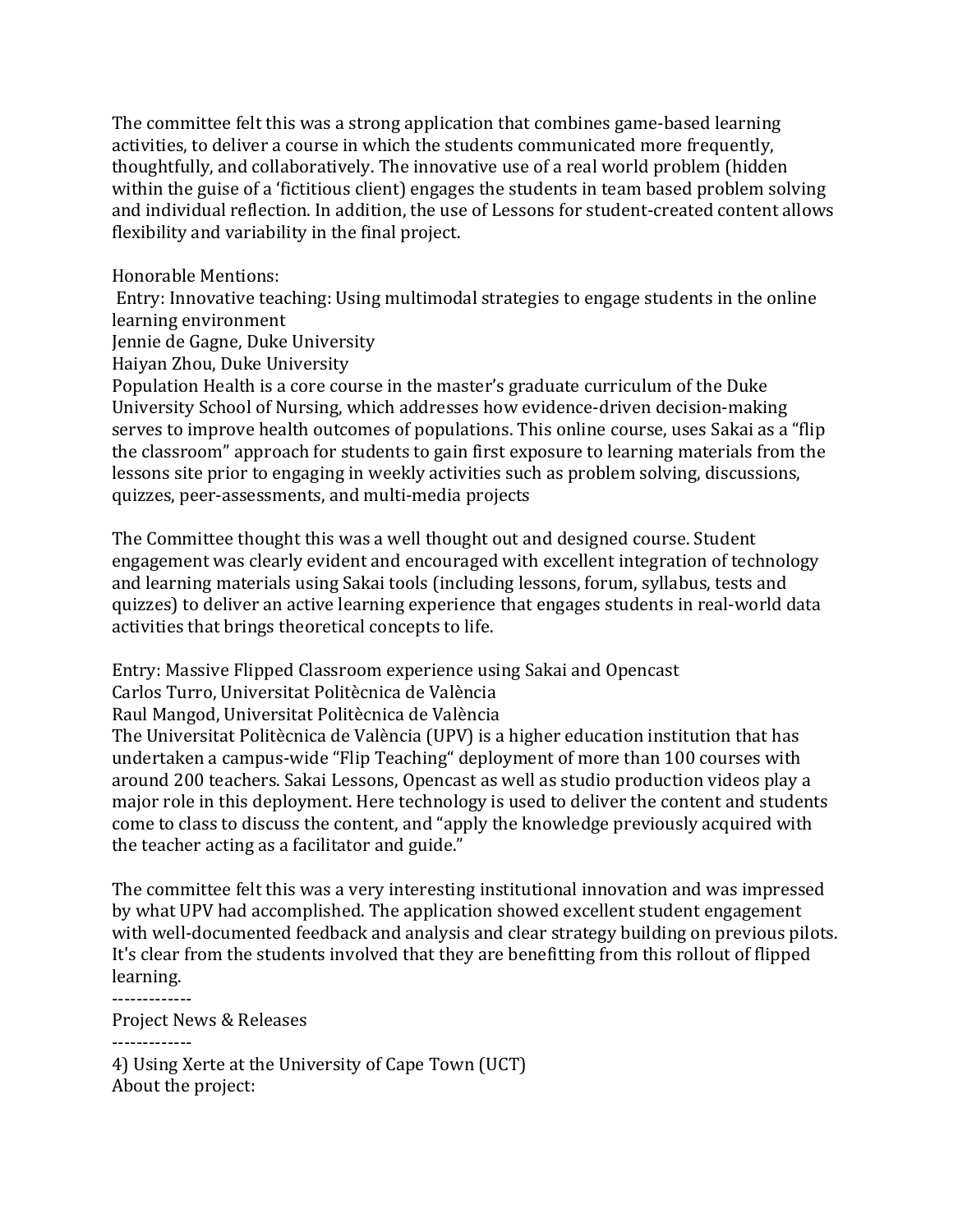The committee felt this was a strong application that combines game-based learning activities, to deliver a course in which the students communicated more frequently, thoughtfully, and collaboratively. The innovative use of a real world problem (hidden within the guise of a 'fictitious client) engages the students in team based problem solving and individual reflection. In addition, the use of Lessons for student-created content allows flexibility and variability in the final project.

Honorable Mentions:
Entry: Innovative teaching: Using multimodal strategies to engage students in the online learning environment
Jennie de Gagne, Duke University
Haiyan Zhou, Duke University
Population Health is a core course in the master's graduate curriculum of the Duke University School of Nursing, which addresses how evidence-driven decision-making serves to improve health outcomes of populations. This online course, uses Sakai as a "flip the classroom" approach for students to gain first exposure to learning materials from the lessons site prior to engaging in weekly activities such as problem solving, discussions, quizzes, peer-assessments, and multi-media projects

The Committee thought this was a well thought out and designed course. Student engagement was clearly evident and encouraged with excellent integration of technology and learning materials using Sakai tools (including lessons, forum, syllabus, tests and quizzes) to deliver an active learning experience that engages students in real-world data activities that brings theoretical concepts to life.

Entry: Massive Flipped Classroom experience using Sakai and Opencast
Carlos Turro, Universitat Politècnica de València
Raul Mangod, Universitat Politècnica de València
The Universitat Politècnica de València (UPV) is a higher education institution that has undertaken a campus-wide "Flip Teaching" deployment of more than 100 courses with around 200 teachers. Sakai Lessons, Opencast as well as studio production videos play a major role in this deployment. Here technology is used to deliver the content and students come to class to discuss the content, and "apply the knowledge previously acquired with the teacher acting as a facilitator and guide."

The committee felt this was a very interesting institutional innovation and was impressed by what UPV had accomplished. The application showed excellent student engagement with well-documented feedback and analysis and clear strategy building on previous pilots. It's clear from the students involved that they are benefitting from this rollout of flipped learning.

-------------
Project News & Releases
-------------
4) Using Xerte at the University of Cape Town (UCT)
About the project: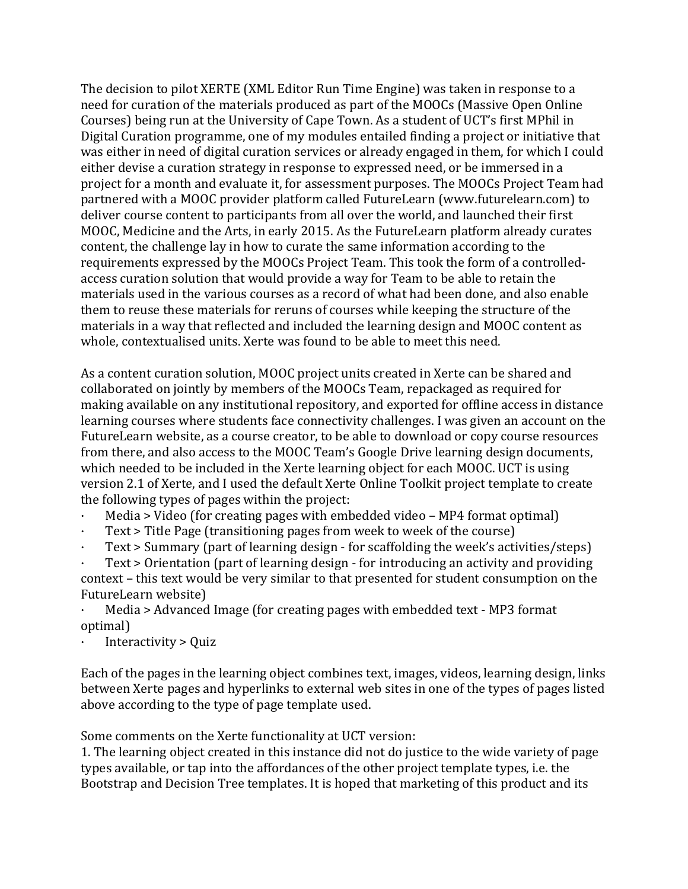The decision to pilot XERTE (XML Editor Run Time Engine) was taken in response to a need for curation of the materials produced as part of the MOOCs (Massive Open Online Courses) being run at the University of Cape Town. As a student of UCT's first MPhil in Digital Curation programme, one of my modules entailed finding a project or initiative that was either in need of digital curation services or already engaged in them, for which I could either devise a curation strategy in response to expressed need, or be immersed in a project for a month and evaluate it, for assessment purposes. The MOOCs Project Team had partnered with a MOOC provider platform called FutureLearn (www.futurelearn.com) to deliver course content to participants from all over the world, and launched their first MOOC, Medicine and the Arts, in early 2015. As the FutureLearn platform already curates content, the challenge lay in how to curate the same information according to the requirements expressed by the MOOCs Project Team. This took the form of a controlled-access curation solution that would provide a way for Team to be able to retain the materials used in the various courses as a record of what had been done, and also enable them to reuse these materials for reruns of courses while keeping the structure of the materials in a way that reflected and included the learning design and MOOC content as whole, contextualised units. Xerte was found to be able to meet this need.

As a content curation solution, MOOC project units created in Xerte can be shared and collaborated on jointly by members of the MOOCs Team, repackaged as required for making available on any institutional repository, and exported for offline access in distance learning courses where students face connectivity challenges. I was given an account on the FutureLearn website, as a course creator, to be able to download or copy course resources from there, and also access to the MOOC Team's Google Drive learning design documents, which needed to be included in the Xerte learning object for each MOOC. UCT is using version 2.1 of Xerte, and I used the default Xerte Online Toolkit project template to create the following types of pages within the project:

- Media > Video (for creating pages with embedded video – MP4 format optimal)
- Text > Title Page (transitioning pages from week to week of the course)
- Text > Summary (part of learning design - for scaffolding the week's activities/steps)
- Text > Orientation (part of learning design - for introducing an activity and providing context – this text would be very similar to that presented for student consumption on the FutureLearn website)
- Media > Advanced Image (for creating pages with embedded text - MP3 format optimal)
- Interactivity > Quiz

Each of the pages in the learning object combines text, images, videos, learning design, links between Xerte pages and hyperlinks to external web sites in one of the types of pages listed above according to the type of page template used.

Some comments on the Xerte functionality at UCT version:

1. The learning object created in this instance did not do justice to the wide variety of page types available, or tap into the affordances of the other project template types, i.e. the Bootstrap and Decision Tree templates. It is hoped that marketing of this product and its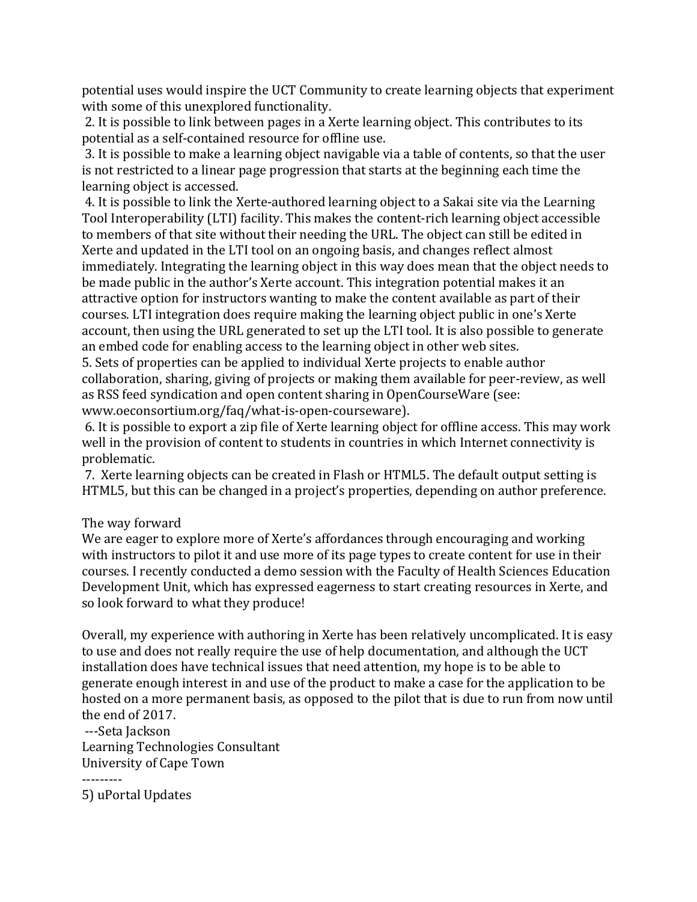potential uses would inspire the UCT Community to create learning objects that experiment with some of this unexplored functionality.

2. It is possible to link between pages in a Xerte learning object. This contributes to its potential as a self-contained resource for offline use.

3. It is possible to make a learning object navigable via a table of contents, so that the user is not restricted to a linear page progression that starts at the beginning each time the learning object is accessed.

4. It is possible to link the Xerte-authored learning object to a Sakai site via the Learning Tool Interoperability (LTI) facility. This makes the content-rich learning object accessible to members of that site without their needing the URL. The object can still be edited in Xerte and updated in the LTI tool on an ongoing basis, and changes reflect almost immediately. Integrating the learning object in this way does mean that the object needs to be made public in the author's Xerte account. This integration potential makes it an attractive option for instructors wanting to make the content available as part of their courses. LTI integration does require making the learning object public in one's Xerte account, then using the URL generated to set up the LTI tool. It is also possible to generate an embed code for enabling access to the learning object in other web sites.

5. Sets of properties can be applied to individual Xerte projects to enable author collaboration, sharing, giving of projects or making them available for peer-review, as well as RSS feed syndication and open content sharing in OpenCourseWare (see: www.oeconsortium.org/faq/what-is-open-courseware).

6. It is possible to export a zip file of Xerte learning object for offline access. This may work well in the provision of content to students in countries in which Internet connectivity is problematic.

7. Xerte learning objects can be created in Flash or HTML5. The default output setting is HTML5, but this can be changed in a project's properties, depending on author preference.

The way forward

We are eager to explore more of Xerte's affordances through encouraging and working with instructors to pilot it and use more of its page types to create content for use in their courses. I recently conducted a demo session with the Faculty of Health Sciences Education Development Unit, which has expressed eagerness to start creating resources in Xerte, and so look forward to what they produce!

Overall, my experience with authoring in Xerte has been relatively uncomplicated. It is easy to use and does not really require the use of help documentation, and although the UCT installation does have technical issues that need attention, my hope is to be able to generate enough interest in and use of the product to make a case for the application to be hosted on a more permanent basis, as opposed to the pilot that is due to run from now until the end of 2017.

---Seta Jackson
Learning Technologies Consultant
University of Cape Town

---------

5) uPortal Updates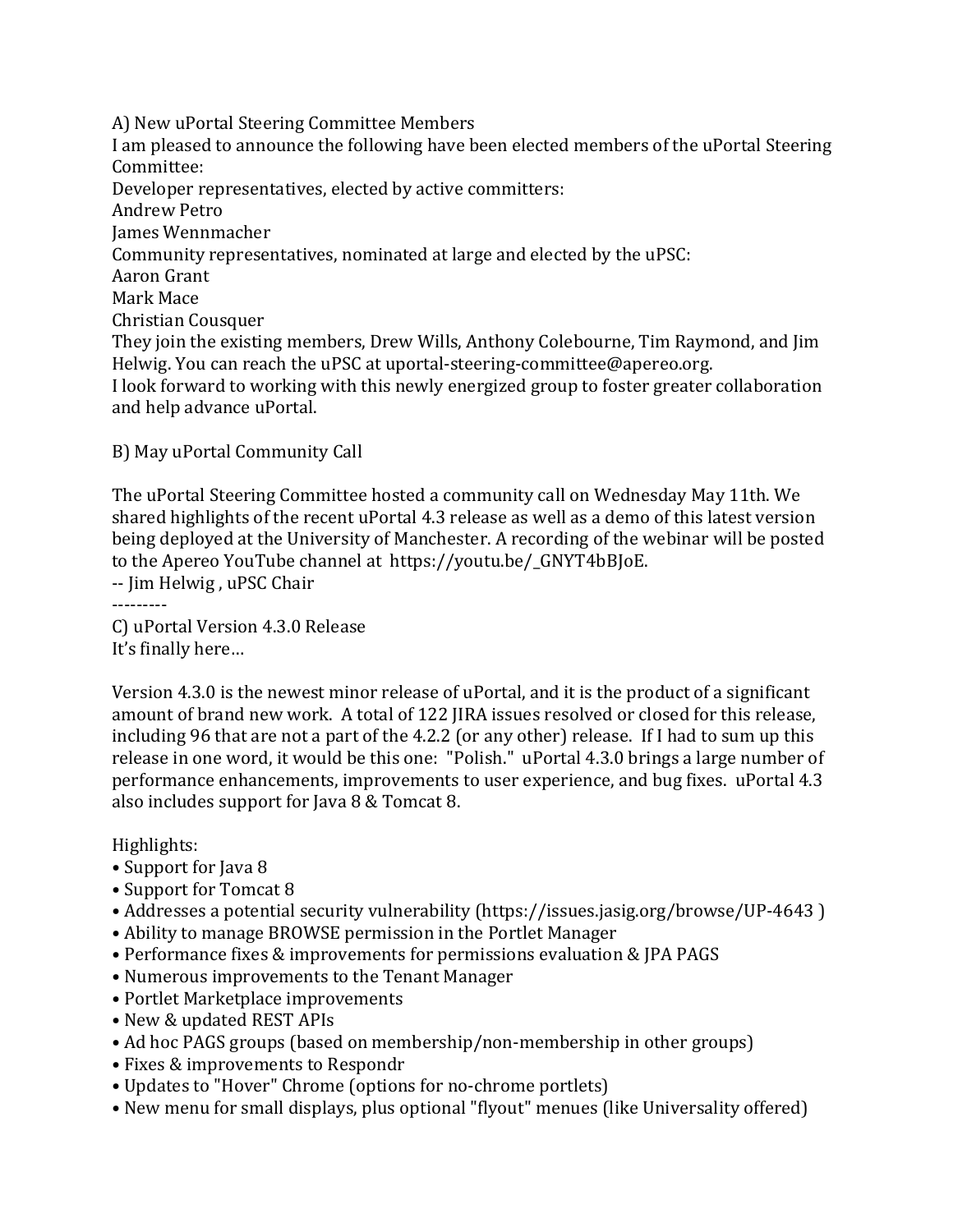A) New uPortal Steering Committee Members

I am pleased to announce the following have been elected members of the uPortal Steering Committee:

Developer representatives, elected by active committers:

Andrew Petro

James Wennmacher

Community representatives, nominated at large and elected by the uPSC:

Aaron Grant

Mark Mace

Christian Cousquer

They join the existing members, Drew Wills, Anthony Colebourne, Tim Raymond, and Jim Helwig. You can reach the uPSC at uportal-steering-committee@apereo.org.

I look forward to working with this newly energized group to foster greater collaboration and help advance uPortal.

B) May uPortal Community Call

The uPortal Steering Committee hosted a community call on Wednesday May 11th. We shared highlights of the recent uPortal 4.3 release as well as a demo of this latest version being deployed at the University of Manchester. A recording of the webinar will be posted to the Apereo YouTube channel at https://youtu.be/_GNYT4bBJoE.

-- Jim Helwig , uPSC Chair

---------

C) uPortal Version 4.3.0 Release

It's finally here…

Version 4.3.0 is the newest minor release of uPortal, and it is the product of a significant amount of brand new work. A total of 122 JIRA issues resolved or closed for this release, including 96 that are not a part of the 4.2.2 (or any other) release. If I had to sum up this release in one word, it would be this one: "Polish." uPortal 4.3.0 brings a large number of performance enhancements, improvements to user experience, and bug fixes. uPortal 4.3 also includes support for Java 8 & Tomcat 8.

Highlights:

- Support for Java 8
- Support for Tomcat 8
- Addresses a potential security vulnerability (https://issues.jasig.org/browse/UP-4643 )
- Ability to manage BROWSE permission in the Portlet Manager
- Performance fixes & improvements for permissions evaluation & JPA PAGS
- Numerous improvements to the Tenant Manager
- Portlet Marketplace improvements
- New & updated REST APIs
- Ad hoc PAGS groups (based on membership/non-membership in other groups)
- Fixes & improvements to Respondr
- Updates to "Hover" Chrome (options for no-chrome portlets)
- New menu for small displays, plus optional "flyout" menues (like Universality offered)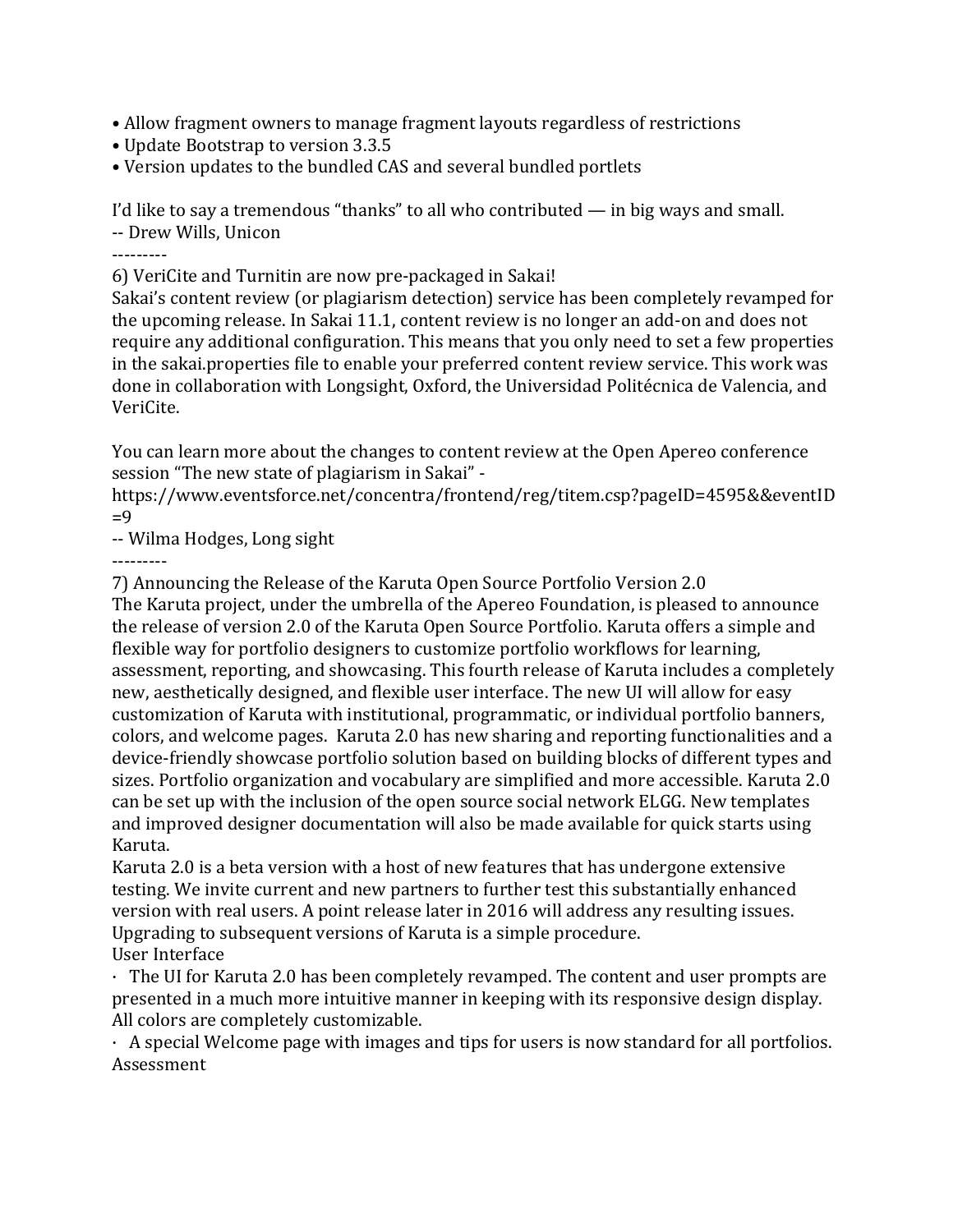- Allow fragment owners to manage fragment layouts regardless of restrictions
- Update Bootstrap to version 3.3.5
- Version updates to the bundled CAS and several bundled portlets

I'd like to say a tremendous "thanks" to all who contributed — in big ways and small.
-- Drew Wills, Unicon

---------

6) VeriCite and Turnitin are now pre-packaged in Sakai!
Sakai's content review (or plagiarism detection) service has been completely revamped for the upcoming release. In Sakai 11.1, content review is no longer an add-on and does not require any additional configuration. This means that you only need to set a few properties in the sakai.properties file to enable your preferred content review service. This work was done in collaboration with Longsight, Oxford, the Universidad Politécnica de Valencia, and VeriCite.

You can learn more about the changes to content review at the Open Apereo conference session "The new state of plagiarism in Sakai" -
https://www.eventsforce.net/concentra/frontend/reg/titem.csp?pageID=4595&&eventID=9
-- Wilma Hodges, Long sight

---------

7) Announcing the Release of the Karuta Open Source Portfolio Version 2.0
The Karuta project, under the umbrella of the Apereo Foundation, is pleased to announce the release of version 2.0 of the Karuta Open Source Portfolio. Karuta offers a simple and flexible way for portfolio designers to customize portfolio workflows for learning, assessment, reporting, and showcasing. This fourth release of Karuta includes a completely new, aesthetically designed, and flexible user interface. The new UI will allow for easy customization of Karuta with institutional, programmatic, or individual portfolio banners, colors, and welcome pages. Karuta 2.0 has new sharing and reporting functionalities and a device-friendly showcase portfolio solution based on building blocks of different types and sizes. Portfolio organization and vocabulary are simplified and more accessible. Karuta 2.0 can be set up with the inclusion of the open source social network ELGG. New templates and improved designer documentation will also be made available for quick starts using Karuta.
Karuta 2.0 is a beta version with a host of new features that has undergone extensive testing. We invite current and new partners to further test this substantially enhanced version with real users. A point release later in 2016 will address any resulting issues. Upgrading to subsequent versions of Karuta is a simple procedure.
User Interface

- The UI for Karuta 2.0 has been completely revamped. The content and user prompts are presented in a much more intuitive manner in keeping with its responsive design display. All colors are completely customizable.
- A special Welcome page with images and tips for users is now standard for all portfolios.

Assessment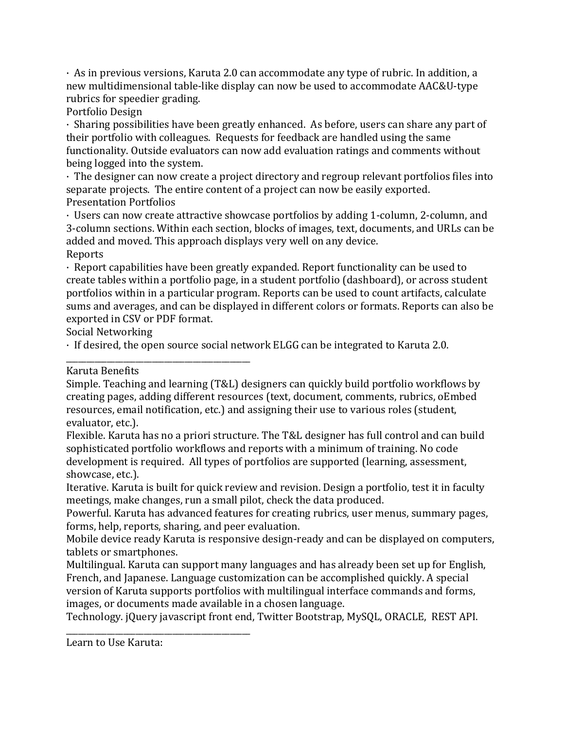· As in previous versions, Karuta 2.0 can accommodate any type of rubric. In addition, a new multidimensional table-like display can now be used to accommodate AAC&U-type rubrics for speedier grading.

Portfolio Design

· Sharing possibilities have been greatly enhanced. As before, users can share any part of their portfolio with colleagues. Requests for feedback are handled using the same functionality. Outside evaluators can now add evaluation ratings and comments without being logged into the system.

· The designer can now create a project directory and regroup relevant portfolios files into separate projects. The entire content of a project can now be easily exported.

Presentation Portfolios

· Users can now create attractive showcase portfolios by adding 1-column, 2-column, and 3-column sections. Within each section, blocks of images, text, documents, and URLs can be added and moved. This approach displays very well on any device.

Reports

· Report capabilities have been greatly expanded. Report functionality can be used to create tables within a portfolio page, in a student portfolio (dashboard), or across student portfolios within in a particular program. Reports can be used to count artifacts, calculate sums and averages, and can be displayed in different colors or formats. Reports can also be exported in CSV or PDF format.

Social Networking

· If desired, the open source social network ELGG can be integrated to Karuta 2.0.

\_\_\_\_\_\_\_\_\_\_\_\_\_\_\_\_\_\_\_\_\_\_\_\_\_\_\_\_\_\_\_\_\_\_\_\_\_\_\_\_\_\_\_\_\_

Karuta Benefits

Simple. Teaching and learning (T&L) designers can quickly build portfolio workflows by creating pages, adding different resources (text, document, comments, rubrics, oEmbed resources, email notification, etc.) and assigning their use to various roles (student, evaluator, etc.).

Flexible. Karuta has no a priori structure. The T&L designer has full control and can build sophisticated portfolio workflows and reports with a minimum of training. No code development is required. All types of portfolios are supported (learning, assessment, showcase, etc.).

Iterative. Karuta is built for quick review and revision. Design a portfolio, test it in faculty meetings, make changes, run a small pilot, check the data produced.

Powerful. Karuta has advanced features for creating rubrics, user menus, summary pages, forms, help, reports, sharing, and peer evaluation.

Mobile device ready Karuta is responsive design-ready and can be displayed on computers, tablets or smartphones.

Multilingual. Karuta can support many languages and has already been set up for English, French, and Japanese. Language customization can be accomplished quickly. A special version of Karuta supports portfolios with multilingual interface commands and forms, images, or documents made available in a chosen language.

Technology. jQuery javascript front end, Twitter Bootstrap, MySQL, ORACLE, REST API.

\_\_\_\_\_\_\_\_\_\_\_\_\_\_\_\_\_\_\_\_\_\_\_\_\_\_\_\_\_\_\_\_\_\_\_\_\_\_\_\_\_\_\_\_\_

Learn to Use Karuta: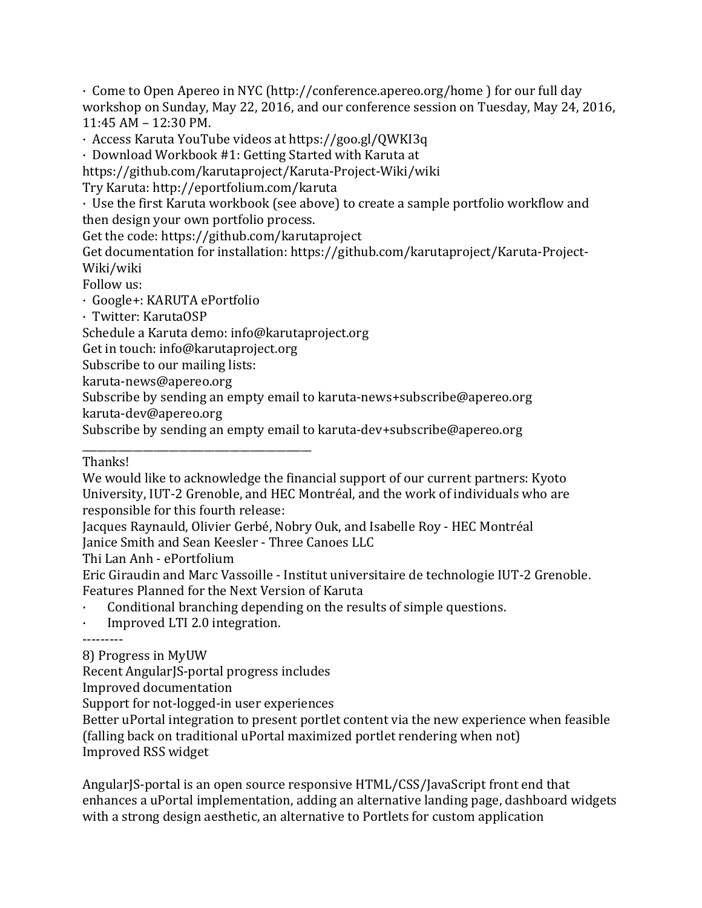· Come to Open Apereo in NYC (http://conference.apereo.org/home ) for our full day workshop on Sunday, May 22, 2016, and our conference session on Tuesday, May 24, 2016, 11:45 AM – 12:30 PM.

· Access Karuta YouTube videos at https://goo.gl/QWKI3q

· Download Workbook #1: Getting Started with Karuta at https://github.com/karutaproject/Karuta-Project-Wiki/wiki

Try Karuta: http://eportfolium.com/karuta

· Use the first Karuta workbook (see above) to create a sample portfolio workflow and then design your own portfolio process.

Get the code: https://github.com/karutaproject

Get documentation for installation: https://github.com/karutaproject/Karuta-Project-Wiki/wiki

Follow us:

· Google+: KARUTA ePortfolio

· Twitter: KarutaOSP

Schedule a Karuta demo: info@karutaproject.org

Get in touch: info@karutaproject.org

Subscribe to our mailing lists:

karuta-news@apereo.org

Subscribe by sending an empty email to karuta-news+subscribe@apereo.org

karuta-dev@apereo.org

Subscribe by sending an empty email to karuta-dev+subscribe@apereo.org

---

Thanks!

We would like to acknowledge the financial support of our current partners: Kyoto University, IUT-2 Grenoble, and HEC Montréal, and the work of individuals who are responsible for this fourth release:

Jacques Raynauld, Olivier Gerbé, Nobry Ouk, and Isabelle Roy - HEC Montréal

Janice Smith and Sean Keesler - Three Canoes LLC

Thi Lan Anh - ePortfolium

Eric Giraudin and Marc Vassoille - Institut universitaire de technologie IUT-2 Grenoble.

Features Planned for the Next Version of Karuta

· Conditional branching depending on the results of simple questions.

· Improved LTI 2.0 integration.

---------

8) Progress in MyUW

Recent AngularJS-portal progress includes

Improved documentation

Support for not-logged-in user experiences

Better uPortal integration to present portlet content via the new experience when feasible (falling back on traditional uPortal maximized portlet rendering when not)

Improved RSS widget

AngularJS-portal is an open source responsive HTML/CSS/JavaScript front end that enhances a uPortal implementation, adding an alternative landing page, dashboard widgets with a strong design aesthetic, an alternative to Portlets for custom application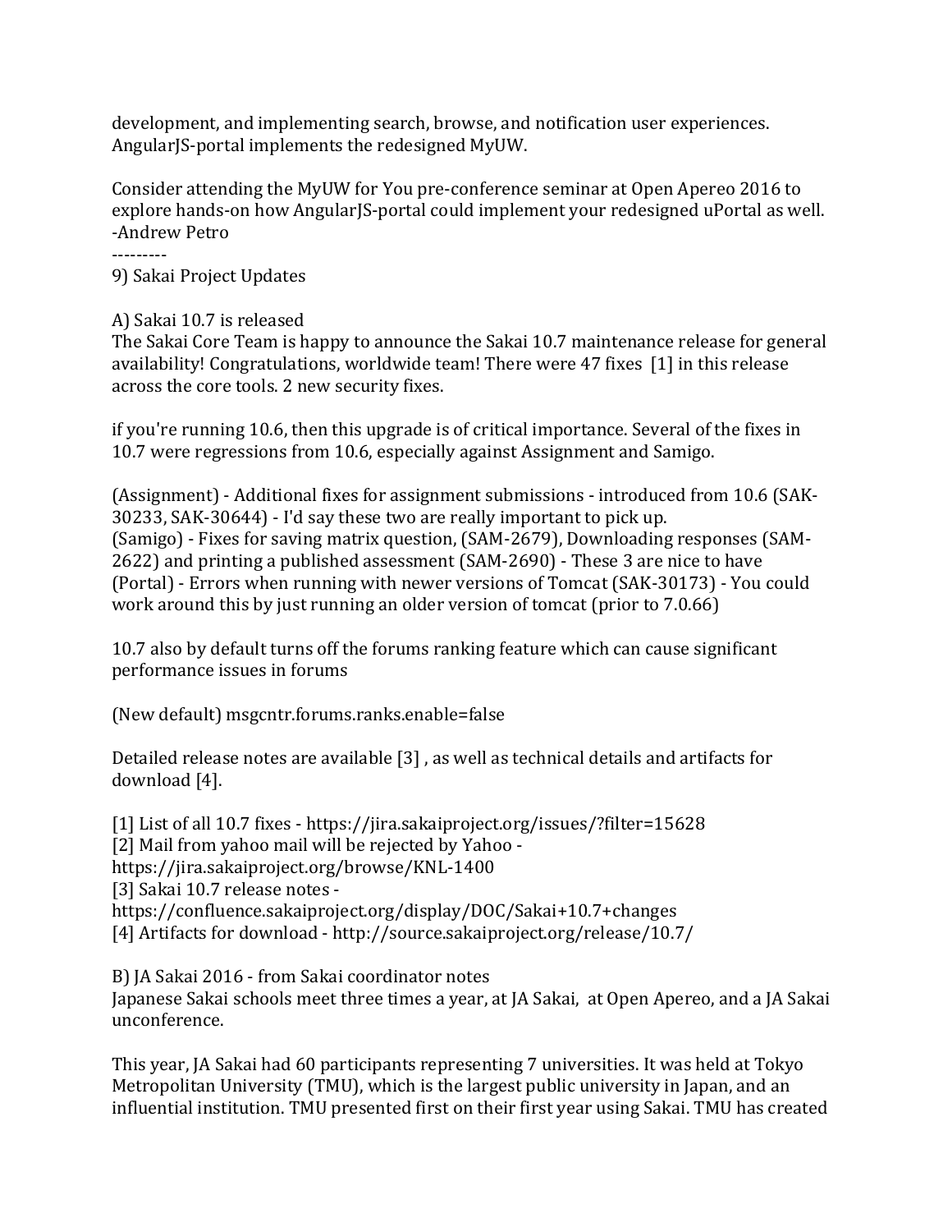development, and implementing search, browse, and notification user experiences. AngularJS-portal implements the redesigned MyUW.

Consider attending the MyUW for You pre-conference seminar at Open Apereo 2016 to explore hands-on how AngularJS-portal could implement your redesigned uPortal as well.
-Andrew Petro

---------

9) Sakai Project Updates

A) Sakai 10.7 is released
The Sakai Core Team is happy to announce the Sakai 10.7 maintenance release for general availability! Congratulations, worldwide team! There were 47 fixes [1] in this release across the core tools. 2 new security fixes.

if you're running 10.6, then this upgrade is of critical importance. Several of the fixes in 10.7 were regressions from 10.6, especially against Assignment and Samigo.

(Assignment) - Additional fixes for assignment submissions - introduced from 10.6 (SAK-30233, SAK-30644) - I'd say these two are really important to pick up.
(Samigo) - Fixes for saving matrix question, (SAM-2679), Downloading responses (SAM-2622) and printing a published assessment (SAM-2690) - These 3 are nice to have
(Portal) - Errors when running with newer versions of Tomcat (SAK-30173) - You could work around this by just running an older version of tomcat (prior to 7.0.66)

10.7 also by default turns off the forums ranking feature which can cause significant performance issues in forums

(New default) msgcntr.forums.ranks.enable=false

Detailed release notes are available [3] , as well as technical details and artifacts for download [4].

[1] List of all 10.7 fixes - https://jira.sakaiproject.org/issues/?filter=15628
[2] Mail from yahoo mail will be rejected by Yahoo -
https://jira.sakaiproject.org/browse/KNL-1400
[3] Sakai 10.7 release notes -
https://confluence.sakaiproject.org/display/DOC/Sakai+10.7+changes
[4] Artifacts for download - http://source.sakaiproject.org/release/10.7/

B) JA Sakai 2016 - from Sakai coordinator notes
Japanese Sakai schools meet three times a year, at JA Sakai, at Open Apereo, and a JA Sakai unconference.

This year, JA Sakai had 60 participants representing 7 universities. It was held at Tokyo Metropolitan University (TMU), which is the largest public university in Japan, and an influential institution. TMU presented first on their first year using Sakai. TMU has created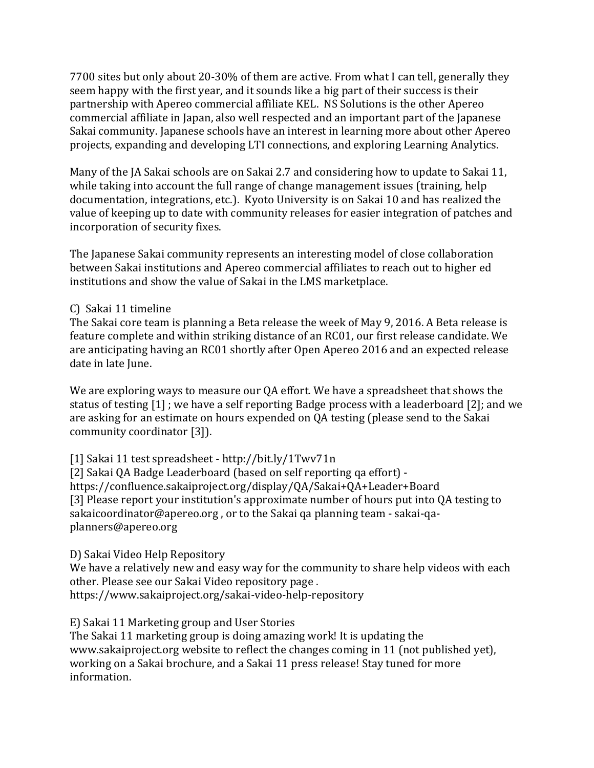7700 sites but only about 20-30% of them are active. From what I can tell, generally they seem happy with the first year, and it sounds like a big part of their success is their partnership with Apereo commercial affiliate KEL. NS Solutions is the other Apereo commercial affiliate in Japan, also well respected and an important part of the Japanese Sakai community. Japanese schools have an interest in learning more about other Apereo projects, expanding and developing LTI connections, and exploring Learning Analytics.

Many of the JA Sakai schools are on Sakai 2.7 and considering how to update to Sakai 11, while taking into account the full range of change management issues (training, help documentation, integrations, etc.). Kyoto University is on Sakai 10 and has realized the value of keeping up to date with community releases for easier integration of patches and incorporation of security fixes.

The Japanese Sakai community represents an interesting model of close collaboration between Sakai institutions and Apereo commercial affiliates to reach out to higher ed institutions and show the value of Sakai in the LMS marketplace.

C) Sakai 11 timeline

The Sakai core team is planning a Beta release the week of May 9, 2016. A Beta release is feature complete and within striking distance of an RC01, our first release candidate. We are anticipating having an RC01 shortly after Open Apereo 2016 and an expected release date in late June.

We are exploring ways to measure our QA effort. We have a spreadsheet that shows the status of testing [1] ; we have a self reporting Badge process with a leaderboard [2]; and we are asking for an estimate on hours expended on QA testing (please send to the Sakai community coordinator [3]).

[1] Sakai 11 test spreadsheet - http://bit.ly/1Twv71n
[2] Sakai QA Badge Leaderboard (based on self reporting qa effort) - https://confluence.sakaiproject.org/display/QA/Sakai+QA+Leader+Board
[3] Please report your institution's approximate number of hours put into QA testing to sakaicoordinator@apereo.org , or to the Sakai qa planning team - sakai-qa-planners@apereo.org

D) Sakai Video Help Repository

We have a relatively new and easy way for the community to share help videos with each other. Please see our Sakai Video repository page .
https://www.sakaiproject.org/sakai-video-help-repository

E) Sakai 11 Marketing group and User Stories

The Sakai 11 marketing group is doing amazing work! It is updating the www.sakaiproject.org website to reflect the changes coming in 11 (not published yet), working on a Sakai brochure, and a Sakai 11 press release! Stay tuned for more information.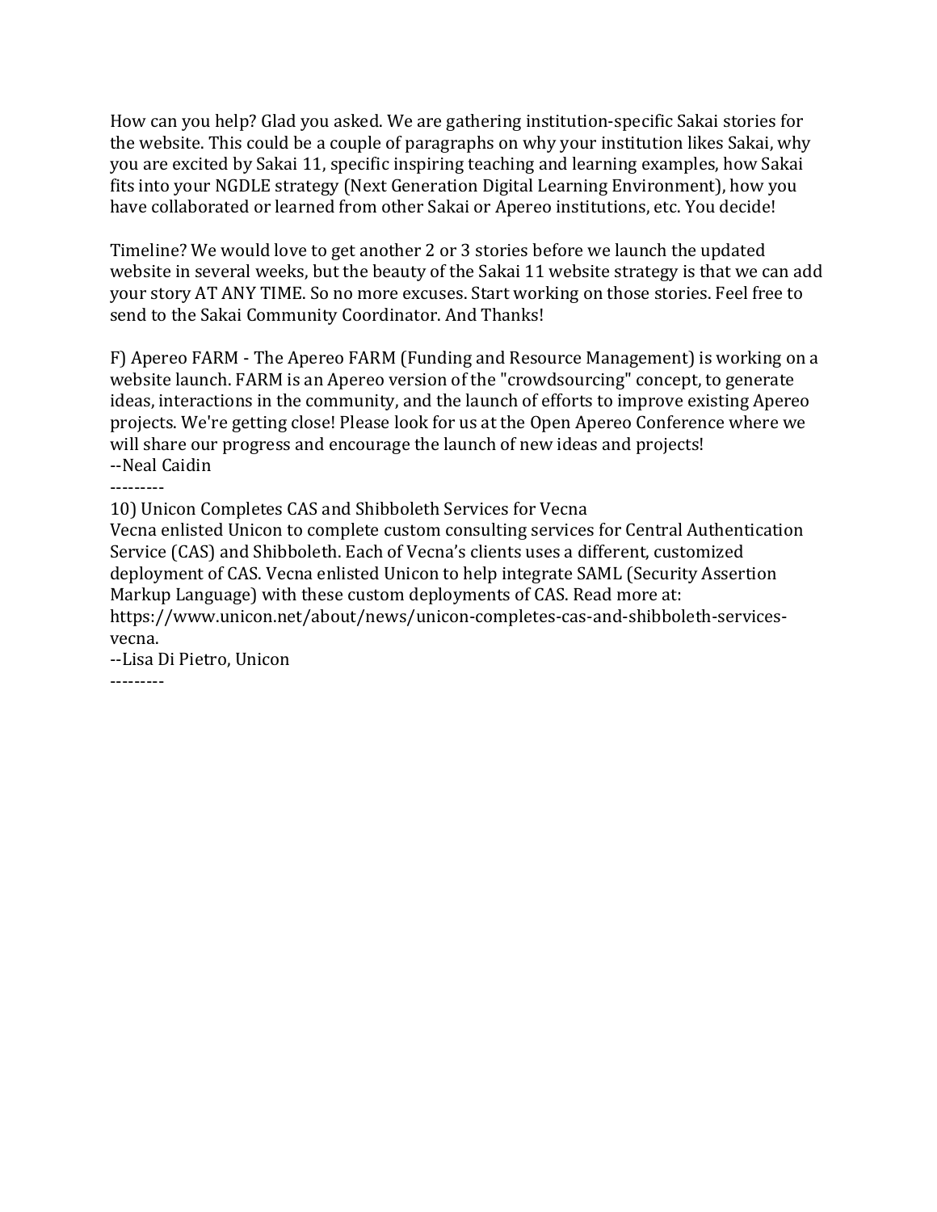How can you help? Glad you asked. We are gathering institution-specific Sakai stories for the website. This could be a couple of paragraphs on why your institution likes Sakai, why you are excited by Sakai 11, specific inspiring teaching and learning examples, how Sakai fits into your NGDLE strategy (Next Generation Digital Learning Environment), how you have collaborated or learned from other Sakai or Apereo institutions, etc. You decide!

Timeline? We would love to get another 2 or 3 stories before we launch the updated website in several weeks, but the beauty of the Sakai 11 website strategy is that we can add your story AT ANY TIME. So no more excuses. Start working on those stories. Feel free to send to the Sakai Community Coordinator. And Thanks!

F) Apereo FARM - The Apereo FARM (Funding and Resource Management) is working on a website launch. FARM is an Apereo version of the "crowdsourcing" concept, to generate ideas, interactions in the community, and the launch of efforts to improve existing Apereo projects. We're getting close! Please look for us at the Open Apereo Conference where we will share our progress and encourage the launch of new ideas and projects!
--Neal Caidin

---------

10) Unicon Completes CAS and Shibboleth Services for Vecna
Vecna enlisted Unicon to complete custom consulting services for Central Authentication Service (CAS) and Shibboleth. Each of Vecna's clients uses a different, customized deployment of CAS. Vecna enlisted Unicon to help integrate SAML (Security Assertion Markup Language) with these custom deployments of CAS. Read more at: https://www.unicon.net/about/news/unicon-completes-cas-and-shibboleth-services-vecna.
--Lisa Di Pietro, Unicon

---------